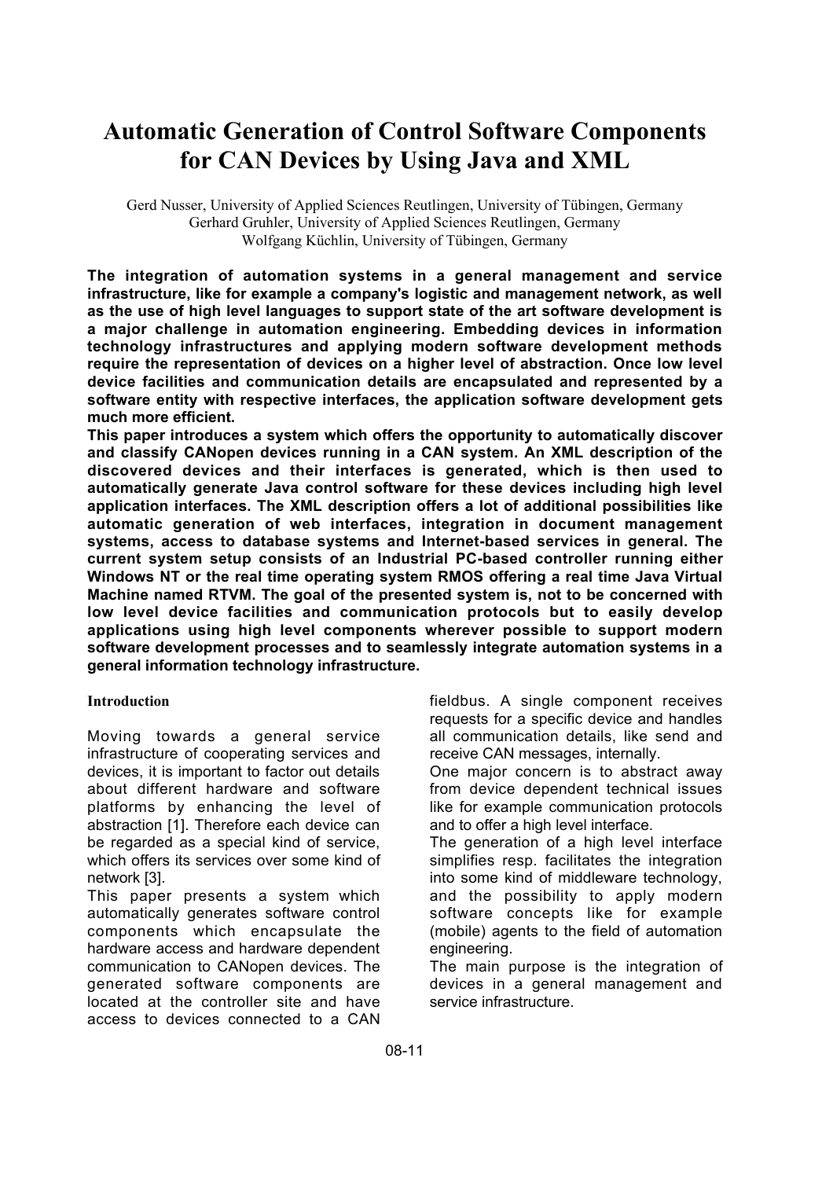# Automatic Generation of Control Software Components for CAN Devices by Using Java and XML

Gerd Nusser, University of Applied Sciences Reutlingen, University of Tübingen, Germany
Gerhard Gruhler, University of Applied Sciences Reutlingen, Germany
Wolfgang Küchlin, University of Tübingen, Germany

**The integration of automation systems in a general management and service infrastructure, like for example a company's logistic and management network, as well as the use of high level languages to support state of the art software development is a major challenge in automation engineering. Embedding devices in information technology infrastructures and applying modern software development methods require the representation of devices on a higher level of abstraction. Once low level device facilities and communication details are encapsulated and represented by a software entity with respective interfaces, the application software development gets much more efficient.**

**This paper introduces a system which offers the opportunity to automatically discover and classify CANopen devices running in a CAN system. An XML description of the discovered devices and their interfaces is generated, which is then used to automatically generate Java control software for these devices including high level application interfaces. The XML description offers a lot of additional possibilities like automatic generation of web interfaces, integration in document management systems, access to database systems and Internet-based services in general. The current system setup consists of an Industrial PC-based controller running either Windows NT or the real time operating system RMOS offering a real time Java Virtual Machine named RTVM. The goal of the presented system is, not to be concerned with low level device facilities and communication protocols but to easily develop applications using high level components wherever possible to support modern software development processes and to seamlessly integrate automation systems in a general information technology infrastructure.**

## Introduction

Moving towards a general service infrastructure of cooperating services and devices, it is important to factor out details about different hardware and software platforms by enhancing the level of abstraction [1]. Therefore each device can be regarded as a special kind of service, which offers its services over some kind of network [3].

This paper presents a system which automatically generates software control components which encapsulate the hardware access and hardware dependent communication to CANopen devices. The generated software components are located at the controller site and have access to devices connected to a CAN fieldbus. A single component receives requests for a specific device and handles all communication details, like send and receive CAN messages, internally.

One major concern is to abstract away from device dependent technical issues like for example communication protocols and to offer a high level interface.

The generation of a high level interface simplifies resp. facilitates the integration into some kind of middleware technology, and the possibility to apply modern software concepts like for example (mobile) agents to the field of automation engineering.

The main purpose is the integration of devices in a general management and service infrastructure.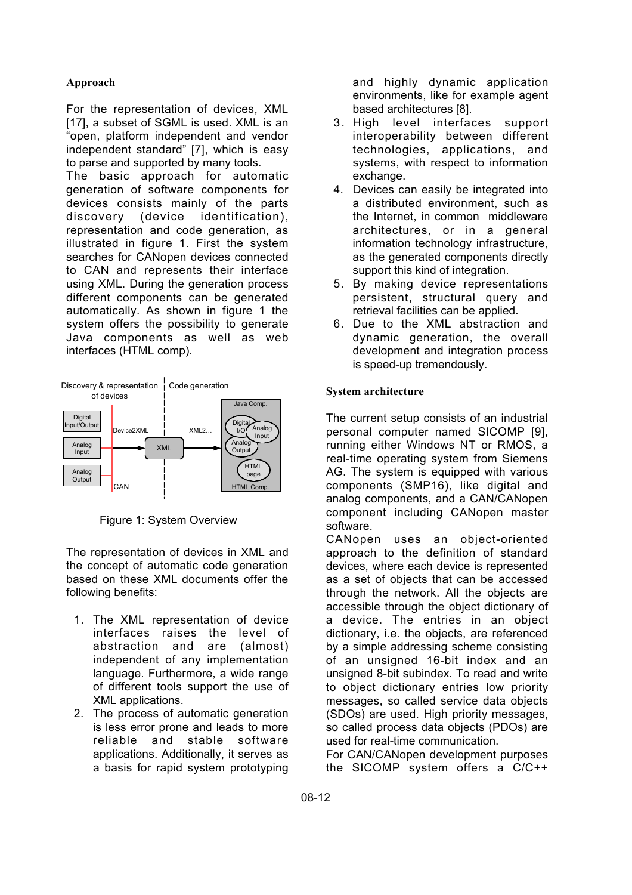### Approach

For the representation of devices, XML [17], a subset of SGML is used. XML is an "open, platform independent and vendor independent standard" [7], which is easy to parse and supported by many tools.
The basic approach for automatic generation of software components for devices consists mainly of the parts discovery (device identification), representation and code generation, as illustrated in figure 1. First the system searches for CANopen devices connected to CAN and represents their interface using XML. During the generation process different components can be generated automatically. As shown in figure 1 the system offers the possibility to generate Java components as well as web interfaces (HTML comp).

Figure 1: System Overview

The representation of devices in XML and the concept of automatic code generation based on these XML documents offer the following benefits:

1. The XML representation of device interfaces raises the level of abstraction and are (almost) independent of any implementation language. Furthermore, a wide range of different tools support the use of XML applications.
2. The process of automatic generation is less error prone and leads to more reliable and stable software applications. Additionally, it serves as a basis for rapid system prototyping and highly dynamic application environments, like for example agent based architectures [8].
3. High level interfaces support interoperability between different technologies, applications, and systems, with respect to information exchange.
4. Devices can easily be integrated into a distributed environment, such as the Internet, in common middleware architectures, or in a general information technology infrastructure, as the generated components directly support this kind of integration.
5. By making device representations persistent, structural query and retrieval facilities can be applied.
6. Due to the XML abstraction and dynamic generation, the overall development and integration process is speed-up tremendously.

### System architecture

The current setup consists of an industrial personal computer named SICOMP [9], running either Windows NT or RMOS, a real-time operating system from Siemens AG. The system is equipped with various components (SMP16), like digital and analog components, and a CAN/CANopen component including CANopen master software.
CANopen uses an object-oriented approach to the definition of standard devices, where each device is represented as a set of objects that can be accessed through the network. All the objects are accessible through the object dictionary of a device. The entries in an object dictionary, i.e. the objects, are referenced by a simple addressing scheme consisting of an unsigned 16-bit index and an unsigned 8-bit subindex. To read and write to object dictionary entries low priority messages, so called service data objects (SDOs) are used. High priority messages, so called process data objects (PDOs) are used for real-time communication.
For CAN/CANopen development purposes the SICOMP system offers a C/C++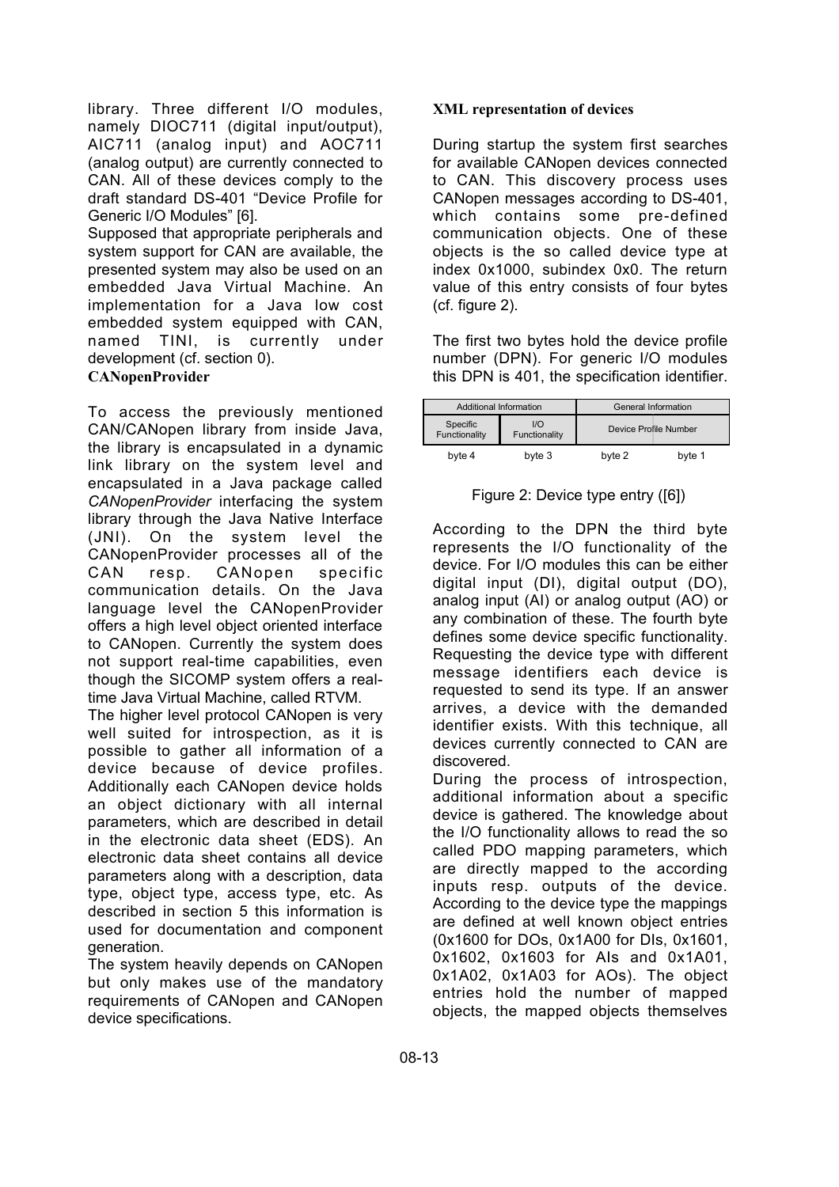library. Three different I/O modules, namely DIOC711 (digital input/output), AIC711 (analog input) and AOC711 (analog output) are currently connected to CAN. All of these devices comply to the draft standard DS-401 "Device Profile for Generic I/O Modules" [6].

Supposed that appropriate peripherals and system support for CAN are available, the presented system may also be used on an embedded Java Virtual Machine. An implementation for a Java low cost embedded system equipped with CAN, named TINI, is currently under development (cf. section 0).

**CANopenProvider**

To access the previously mentioned CAN/CANopen library from inside Java, the library is encapsulated in a dynamic link library on the system level and encapsulated in a Java package called *CANopenProvider* interfacing the system library through the Java Native Interface (JNI). On the system level the CANopenProvider processes all of the CAN resp. CANopen specific communication details. On the Java language level the CANopenProvider offers a high level object oriented interface to CANopen. Currently the system does not support real-time capabilities, even though the SICOMP system offers a real-time Java Virtual Machine, called RTVM.

The higher level protocol CANopen is very well suited for introspection, as it is possible to gather all information of a device because of device profiles. Additionally each CANopen device holds an object dictionary with all internal parameters, which are described in detail in the electronic data sheet (EDS). An electronic data sheet contains all device parameters along with a description, data type, object type, access type, etc. As described in section 5 this information is used for documentation and component generation.

The system heavily depends on CANopen but only makes use of the mandatory requirements of CANopen and CANopen device specifications.

**XML representation of devices**

During startup the system first searches for available CANopen devices connected to CAN. This discovery process uses CANopen messages according to DS-401, which contains some pre-defined communication objects. One of these objects is the so called device type at index 0x1000, subindex 0x0. The return value of this entry consists of four bytes (cf. figure 2).

The first two bytes hold the device profile number (DPN). For generic I/O modules this DPN is 401, the specification identifier.

| Additional Information | | General Information | |
|---|---|---|---|
| Specific Functionality | I/O Functionality | Device Profile Number | |
| byte 4 | byte 3 | byte 2 | byte 1 |

Figure 2: Device type entry ([6])

According to the DPN the third byte represents the I/O functionality of the device. For I/O modules this can be either digital input (DI), digital output (DO), analog input (AI) or analog output (AO) or any combination of these. The fourth byte defines some device specific functionality. Requesting the device type with different message identifiers each device is requested to send its type. If an answer arrives, a device with the demanded identifier exists. With this technique, all devices currently connected to CAN are discovered.

During the process of introspection, additional information about a specific device is gathered. The knowledge about the I/O functionality allows to read the so called PDO mapping parameters, which are directly mapped to the according inputs resp. outputs of the device. According to the device type the mappings are defined at well known object entries (0x1600 for DOs, 0x1A00 for DIs, 0x1601, 0x1602, 0x1603 for AIs and 0x1A01, 0x1A02, 0x1A03 for AOs). The object entries hold the number of mapped objects, the mapped objects themselves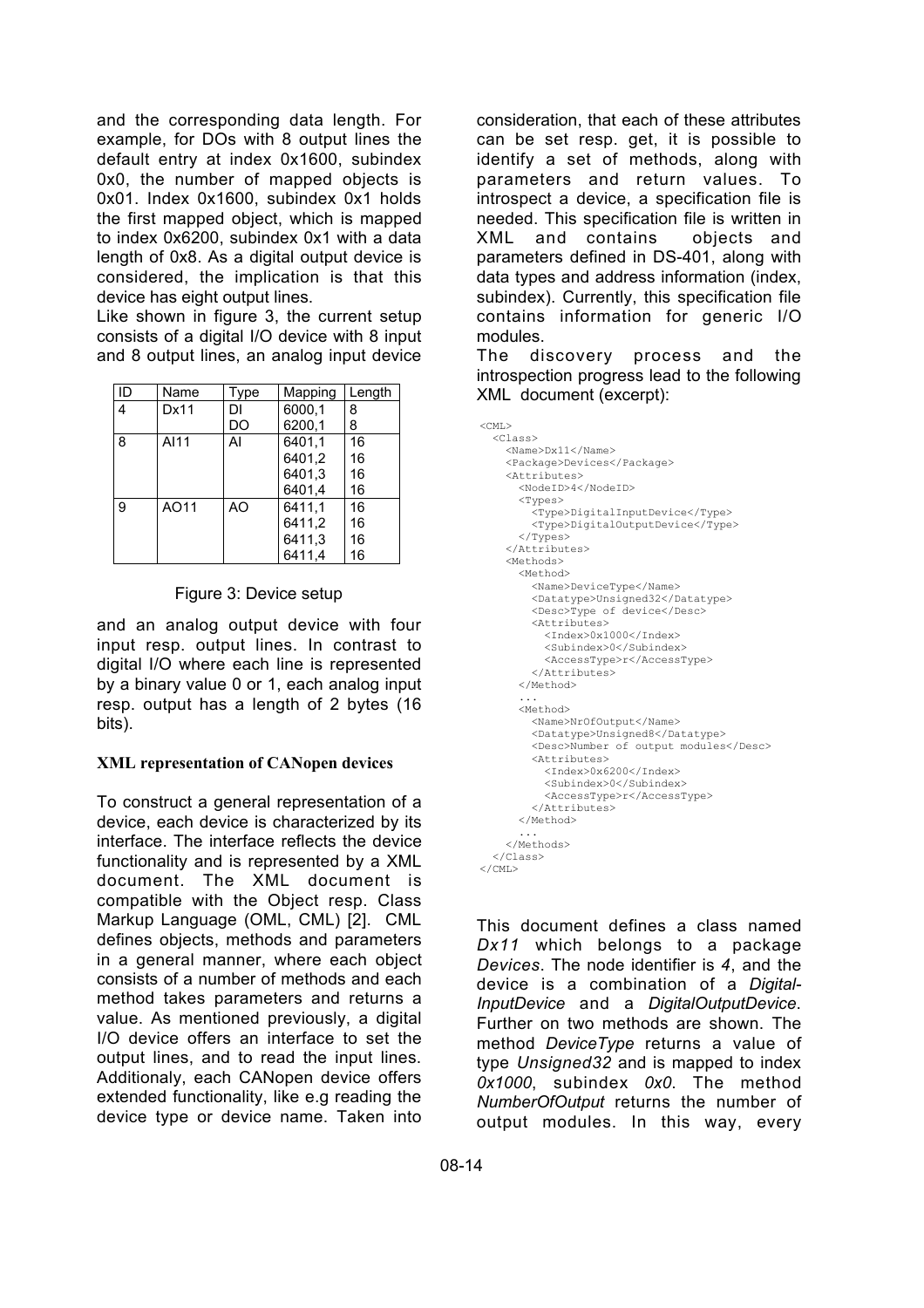and the corresponding data length. For example, for DOs with 8 output lines the default entry at index 0x1600, subindex 0x0, the number of mapped objects is 0x01. Index 0x1600, subindex 0x1 holds the first mapped object, which is mapped to index 0x6200, subindex 0x1 with a data length of 0x8. As a digital output device is considered, the implication is that this device has eight output lines.

Like shown in figure 3, the current setup consists of a digital I/O device with 8 input and 8 output lines, an analog input device and an analog output device with four input resp. output lines. In contrast to digital I/O where each line is represented by a binary value 0 or 1, each analog input resp. output has a length of 2 bytes (16 bits).

| ID | Name | Type | Mapping | Length |
|---|---|---|---|---|
| 4 | Dx11 | DI<br>DO | 6000,1<br>6200,1 | 8<br>8 |
| 8 | AI11 | AI | 6401,1<br>6401,2<br>6401,3<br>6401,4 | 16<br>16<br>16<br>16 |
| 9 | AO11 | AO | 6411,1<br>6411,2<br>6411,3<br>6411,4 | 16<br>16<br>16<br>16 |

Figure 3: Device setup

### XML representation of CANopen devices

To construct a general representation of a device, each device is characterized by its interface. The interface reflects the device functionality and is represented by a XML document. The XML document is compatible with the Object resp. Class Markup Language (OML, CML) [2]. CML defines objects, methods and parameters in a general manner, where each object consists of a number of methods and each method takes parameters and returns a value. As mentioned previously, a digital I/O device offers an interface to set the output lines, and to read the input lines. Additionaly, each CANopen device offers extended functionality, like e.g reading the device type or device name. Taken into consideration, that each of these attributes can be set resp. get, it is possible to identify a set of methods, along with parameters and return values. To introspect a device, a specification file is needed. This specification file is written in XML and contains objects and parameters defined in DS-401, along with data types and address information (index, subindex). Currently, this specification file contains information for generic I/O modules.

The discovery process and the introspection progress lead to the following XML document (excerpt):

```
<CML>
  <Class>
    <Name>Dx11</Name>
    <Package>Devices</Package>
    <Attributes>
      <NodeID>4</NodeID>
      <Types>
        <Type>DigitalInputDevice</Type>
        <Type>DigitalOutputDevice</Type>
      </Types>
    </Attributes>
    <Methods>
      <Method>
        <Name>DeviceType</Name>
        <Datatype>Unsigned32</Datatype>
        <Desc>Type of device</Desc>
        <Attributes>
          <Index>0x1000</Index>
          <Subindex>0</Subindex>
          <AccessType>r</AccessType>
        </Attributes>
      </Method>
      ...
      <Method>
        <Name>NrOfOutput</Name>
        <Datatype>Unsigned8</Datatype>
        <Desc>Number of output modules</Desc>
        <Attributes>
          <Index>0x6200</Index>
          <Subindex>0</Subindex>
          <AccessType>r</AccessType>
        </Attributes>
      </Method>
      ...
    </Methods>
  </Class>
</CML>
```

This document defines a class named *Dx11* which belongs to a package *Devices*. The node identifier is *4*, and the device is a combination of a *Digital-InputDevice* and a *DigitalOutputDevice*. Further on two methods are shown. The method *DeviceType* returns a value of type *Unsigned32* and is mapped to index *0x1000*, subindex *0x0*. The method *NumberOfOutput* returns the number of output modules. In this way, every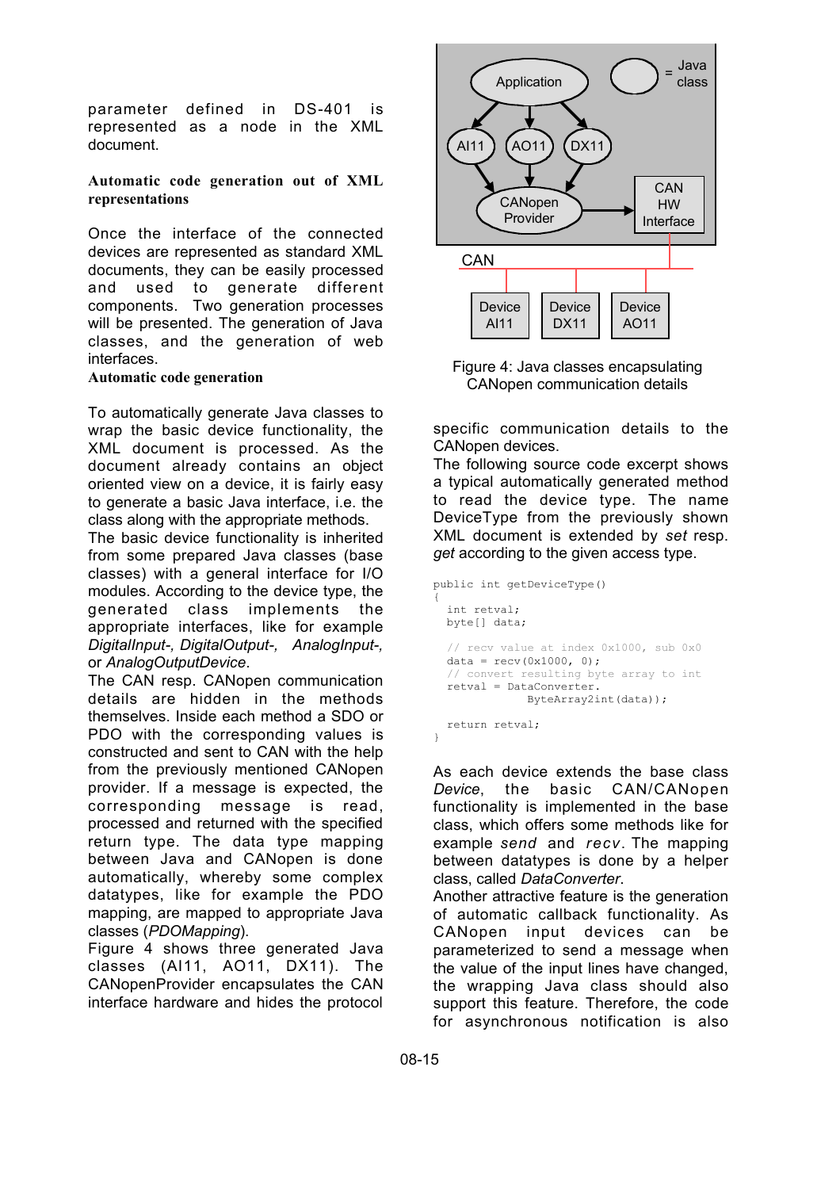parameter defined in DS-401 is represented as a node in the XML document.

**Automatic code generation out of XML representations**

Once the interface of the connected devices are represented as standard XML documents, they can be easily processed and used to generate different components. Two generation processes will be presented. The generation of Java classes, and the generation of web interfaces.

**Automatic code generation**

To automatically generate Java classes to wrap the basic device functionality, the XML document is processed. As the document already contains an object oriented view on a device, it is fairly easy to generate a basic Java interface, i.e. the class along with the appropriate methods.

The basic device functionality is inherited from some prepared Java classes (base classes) with a general interface for I/O modules. According to the device type, the generated class implements the appropriate interfaces, like for example *DigitalInput-, DigitalOutput-, AnalogInput-,* or *AnalogOutputDevice*.

The CAN resp. CANopen communication details are hidden in the methods themselves. Inside each method a SDO or PDO with the corresponding values is constructed and sent to CAN with the help from the previously mentioned CANopen provider. If a message is expected, the corresponding message is read, processed and returned with the specified return type. The data type mapping between Java and CANopen is done automatically, whereby some complex datatypes, like for example the PDO mapping, are mapped to appropriate Java classes (*PDOMapping*).

Figure 4 shows three generated Java classes (AI11, AO11, DX11). The CANopenProvider encapsulates the CAN interface hardware and hides the protocol specific communication details to the CANopen devices.

Figure 4: Java classes encapsulating CANopen communication details

The following source code excerpt shows a typical automatically generated method to read the device type. The name DeviceType from the previously shown XML document is extended by *set* resp. *get* according to the given access type.

```
public int getDeviceType()
{
  int retval;
  byte[] data;

  // recv value at index 0x1000, sub 0x0
  data = recv(0x1000, 0);
  // convert resulting byte array to int
  retval = DataConverter.
             ByteArray2int(data));

  return retval;
}
```

As each device extends the base class *Device*, the basic CAN/CANopen functionality is implemented in the base class, which offers some methods like for example *send* and *recv*. The mapping between datatypes is done by a helper class, called *DataConverter*.

Another attractive feature is the generation of automatic callback functionality. As CANopen input devices can be parameterized to send a message when the value of the input lines have changed, the wrapping Java class should also support this feature. Therefore, the code for asynchronous notification is also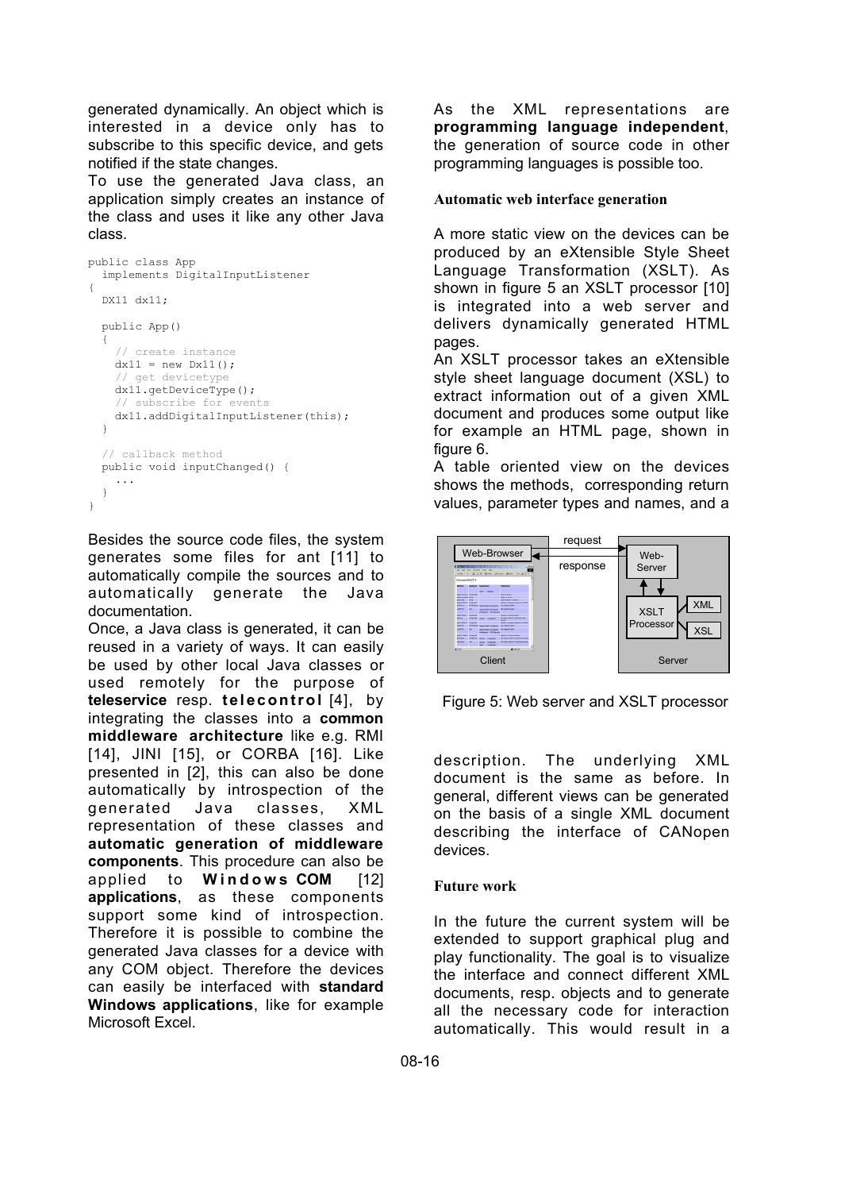generated dynamically. An object which is interested in a device only has to subscribe to this specific device, and gets notified if the state changes.

To use the generated Java class, an application simply creates an instance of the class and uses it like any other Java class.

```
public class App
  implements DigitalInputListener
{
  DX11 dx11;

  public App()
  {
    // create instance
    dx11 = new Dx11();
    // get devicetype
    dx11.getDeviceType();
    // subscribe for events
    dx11.addDigitalInputListener(this);
  }

  // callback method
  public void inputChanged() {
    ...
  }
}
```

Besides the source code files, the system generates some files for ant [11] to automatically compile the sources and to automatically generate the Java documentation.

Once, a Java class is generated, it can be reused in a variety of ways. It can easily be used by other local Java classes or used remotely for the purpose of **teleservice** resp. **telecontrol** [4], by integrating the classes into a **common middleware architecture** like e.g. RMI [14], JINI [15], or CORBA [16]. Like presented in [2], this can also be done automatically by introspection of the generated Java classes, XML representation of these classes and **automatic generation of middleware components**. This procedure can also be applied to **Windows COM** [12] **applications**, as these components support some kind of introspection. Therefore it is possible to combine the generated Java classes for a device with any COM object. Therefore the devices can easily be interfaced with **standard Windows applications**, like for example Microsoft Excel.

As the XML representations are **programming language independent**, the generation of source code in other programming languages is possible too.

### Automatic web interface generation

A more static view on the devices can be produced by an eXtensible Style Sheet Language Transformation (XSLT). As shown in figure 5 an XSLT processor [10] is integrated into a web server and delivers dynamically generated HTML pages.

An XSLT processor takes an eXtensible style sheet language document (XSL) to extract information out of a given XML document and produces some output like for example an HTML page, shown in figure 6.

A table oriented view on the devices shows the methods, corresponding return values, parameter types and names, and a description. The underlying XML document is the same as before. In general, different views can be generated on the basis of a single XML document describing the interface of CANopen devices.

Figure 5: Web server and XSLT processor

### Future work

In the future the current system will be extended to support graphical plug and play functionality. The goal is to visualize the interface and connect different XML documents, resp. objects and to generate all the necessary code for interaction automatically. This would result in a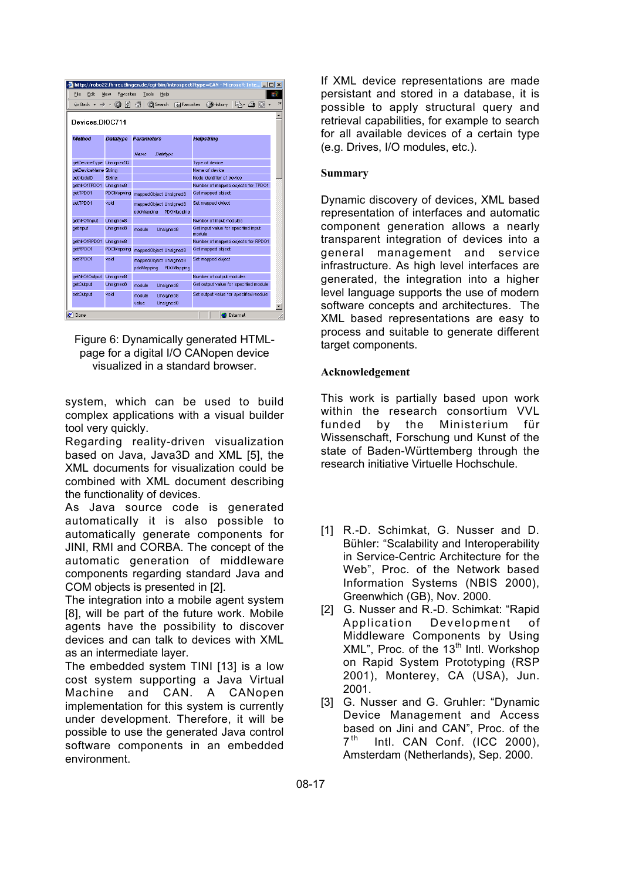Figure 6: Dynamically generated HTML-page for a digital I/O CANopen device visualized in a standard browser.

system, which can be used to build complex applications with a visual builder tool very quickly.

Regarding reality-driven visualization based on Java, Java3D and XML [5], the XML documents for visualization could be combined with XML document describing the functionality of devices.

As Java source code is generated automatically it is also possible to automatically generate components for JINI, RMI and CORBA. The concept of the automatic generation of middleware components regarding standard Java and COM objects is presented in [2].

The integration into a mobile agent system [8], will be part of the future work. Mobile agents have the possibility to discover devices and can talk to devices with XML as an intermediate layer.

The embedded system TINI [13] is a low cost system supporting a Java Virtual Machine and CAN. A CANopen implementation for this system is currently under development. Therefore, it will be possible to use the generated Java control software components in an embedded environment.

If XML device representations are made persistant and stored in a database, it is possible to apply structural query and retrieval capabilities, for example to search for all available devices of a certain type (e.g. Drives, I/O modules, etc.).

## Summary

Dynamic discovery of devices, XML based representation of interfaces and automatic component generation allows a nearly transparent integration of devices into a general management and service infrastructure. As high level interfaces are generated, the integration into a higher level language supports the use of modern software concepts and architectures. The XML based representations are easy to process and suitable to generate different target components.

## Acknowledgement

This work is partially based upon work within the research consortium VVL funded by the Ministerium für Wissenschaft, Forschung und Kunst of the state of Baden-Württemberg through the research initiative Virtuelle Hochschule.

[1] R.-D. Schimkat, G. Nusser and D. Bühler: "Scalability and Interoperability in Service-Centric Architecture for the Web", Proc. of the Network based Information Systems (NBIS 2000), Greenwhich (GB), Nov. 2000.

[2] G. Nusser and R.-D. Schimkat: "Rapid Application Development of Middleware Components by Using XML", Proc. of the 13th Intl. Workshop on Rapid System Prototyping (RSP 2001), Monterey, CA (USA), Jun. 2001.

[3] G. Nusser and G. Gruhler: "Dynamic Device Management and Access based on Jini and CAN", Proc. of the 7th Intl. CAN Conf. (ICC 2000), Amsterdam (Netherlands), Sep. 2000.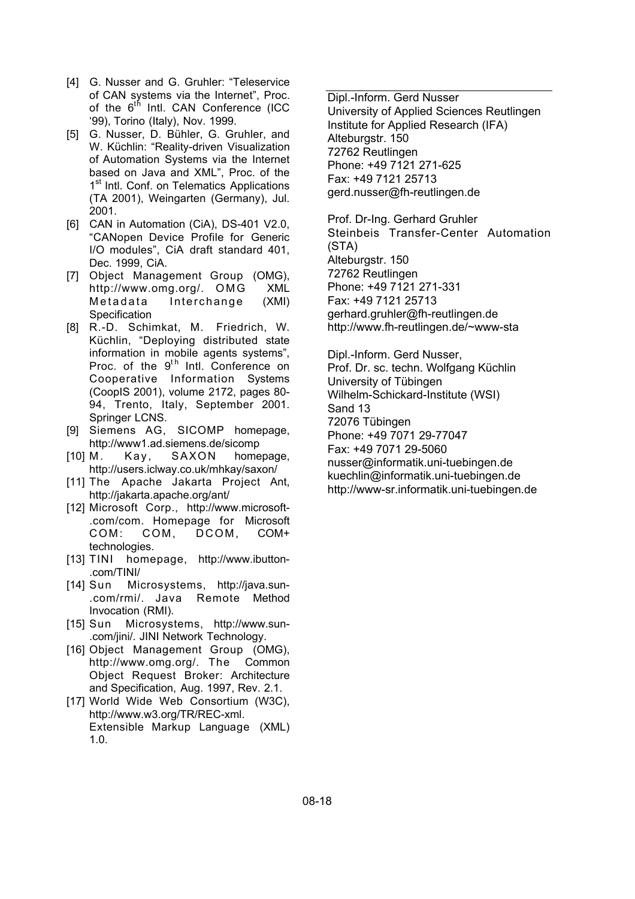[4] G. Nusser and G. Gruhler: "Teleservice of CAN systems via the Internet", Proc. of the 6th Intl. CAN Conference (ICC '99), Torino (Italy), Nov. 1999.

[5] G. Nusser, D. Bühler, G. Gruhler, and W. Küchlin: "Reality-driven Visualization of Automation Systems via the Internet based on Java and XML", Proc. of the 1st Intl. Conf. on Telematics Applications (TA 2001), Weingarten (Germany), Jul. 2001.

[6] CAN in Automation (CiA), DS-401 V2.0, "CANopen Device Profile for Generic I/O modules", CiA draft standard 401, Dec. 1999, CiA.

[7] Object Management Group (OMG), http://www.omg.org/. OMG XML Metadata Interchange (XMI) Specification

[8] R.-D. Schimkat, M. Friedrich, W. Küchlin, "Deploying distributed state information in mobile agents systems", Proc. of the 9th Intl. Conference on Cooperative Information Systems (CoopIS 2001), volume 2172, pages 80-94, Trento, Italy, September 2001. Springer LCNS.

[9] Siemens AG, SICOMP homepage, http://www1.ad.siemens.de/sicomp

[10] M. Kay, SAXON homepage, http://users.iclway.co.uk/mhkay/saxon/

[11] The Apache Jakarta Project Ant, http://jakarta.apache.org/ant/

[12] Microsoft Corp., http://www.microsoft-.com/com. Homepage for Microsoft COM: COM, DCOM, COM+ technologies.

[13] TINI homepage, http://www.ibutton-.com/TINI/

[14] Sun Microsystems, http://java.sun-.com/rmi/. Java Remote Method Invocation (RMI).

[15] Sun Microsystems, http://www.sun-.com/jini/. JINI Network Technology.

[16] Object Management Group (OMG), http://www.omg.org/. The Common Object Request Broker: Architecture and Specification, Aug. 1997, Rev. 2.1.

[17] World Wide Web Consortium (W3C), http://www.w3.org/TR/REC-xml. Extensible Markup Language (XML) 1.0.

---

Dipl.-Inform. Gerd Nusser
University of Applied Sciences Reutlingen
Institute for Applied Research (IFA)
Alteburgstr. 150
72762 Reutlingen
Phone: +49 7121 271-625
Fax: +49 7121 25713
gerd.nusser@fh-reutlingen.de

Prof. Dr-Ing. Gerhard Gruhler
Steinbeis Transfer-Center Automation (STA)
Alteburgstr. 150
72762 Reutlingen
Phone: +49 7121 271-331
Fax: +49 7121 25713
gerhard.gruhler@fh-reutlingen.de
http://www.fh-reutlingen.de/~www-sta

Dipl.-Inform. Gerd Nusser,
Prof. Dr. sc. techn. Wolfgang Küchlin
University of Tübingen
Wilhelm-Schickard-Institute (WSI)
Sand 13
72076 Tübingen
Phone: +49 7071 29-77047
Fax: +49 7071 29-5060
nusser@informatik.uni-tuebingen.de
kuechlin@informatik.uni-tuebingen.de
http://www-sr.informatik.uni-tuebingen.de